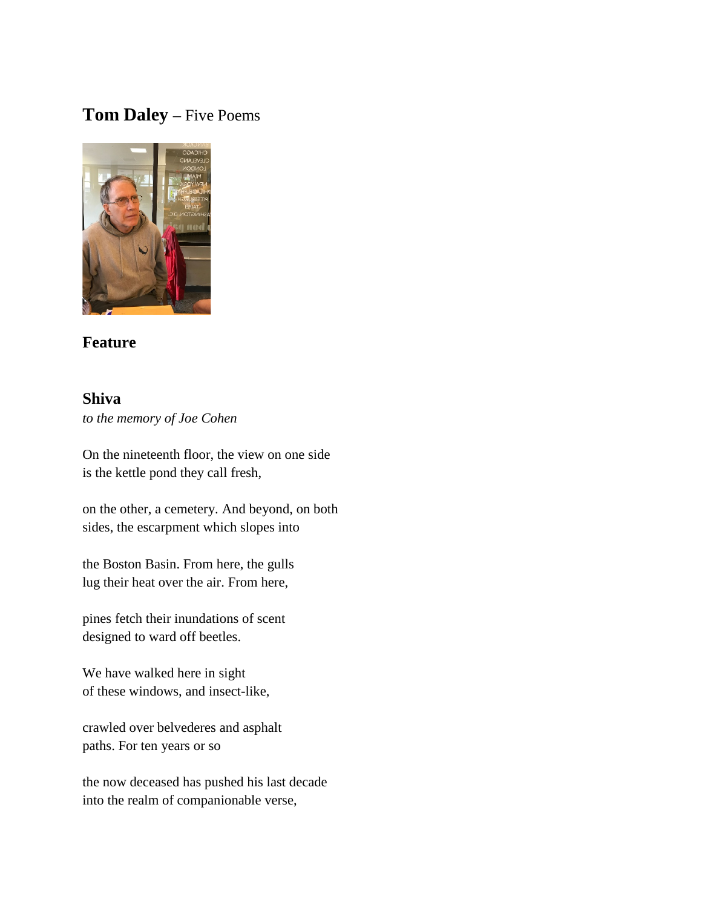# **Tom Daley** – Five Poems

## Feature

### Shiva

*to the memory of Joe Cohen*

On the nineteenth floor, the view on one side
is the kettle pond they call fresh,

on the other, a cemetery. And beyond, on both
sides, the escarpment which slopes into

the Boston Basin. From here, the gulls
lug their heat over the air. From here,

pines fetch their inundations of scent
designed to ward off beetles.

We have walked here in sight
of these windows, and insect-like,

crawled over belvederes and asphalt
paths. For ten years or so

the now deceased has pushed his last decade
into the realm of companionable verse,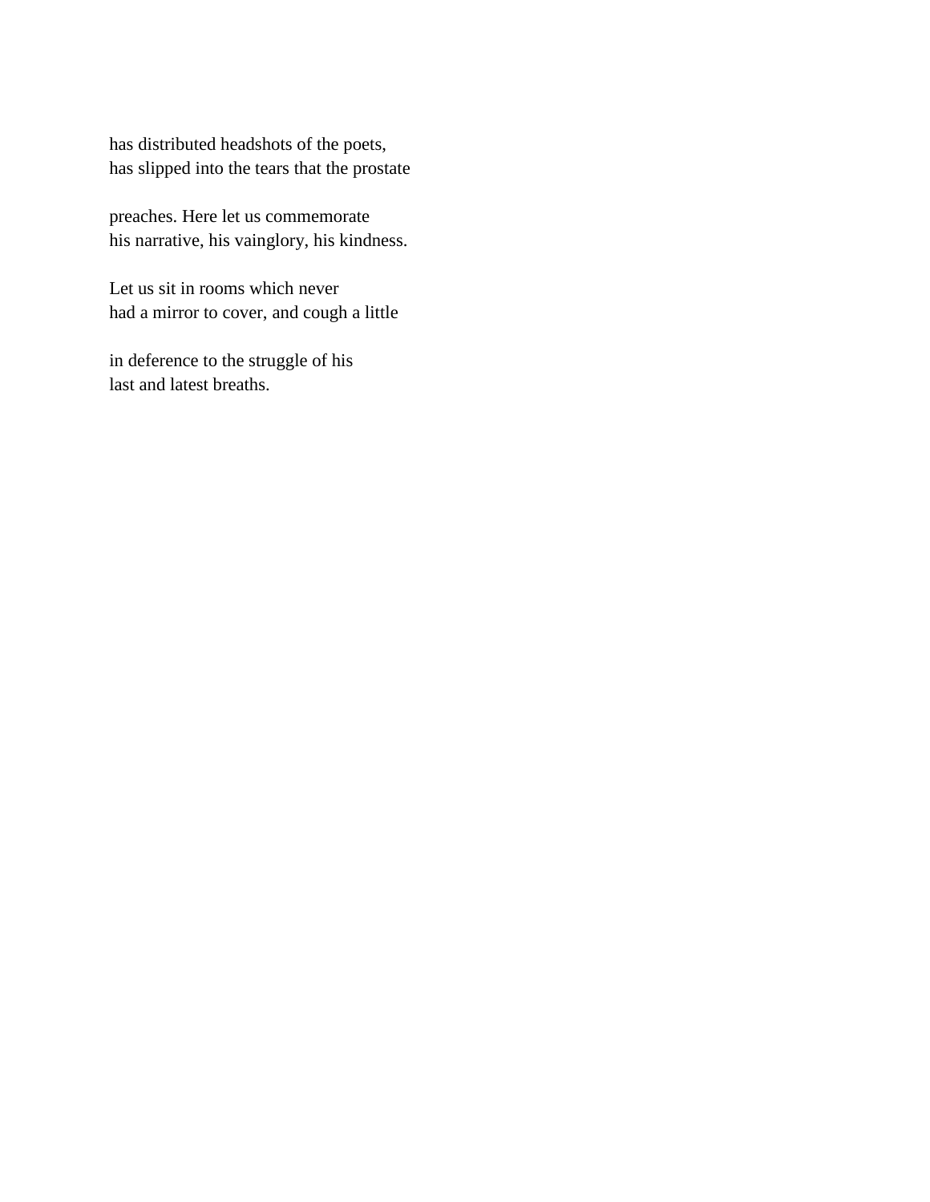has distributed headshots of the poets,  
has slipped into the tears that the prostate

preaches. Here let us commemorate  
his narrative, his vainglory, his kindness.

Let us sit in rooms which never  
had a mirror to cover, and cough a little

in deference to the struggle of his  
last and latest breaths.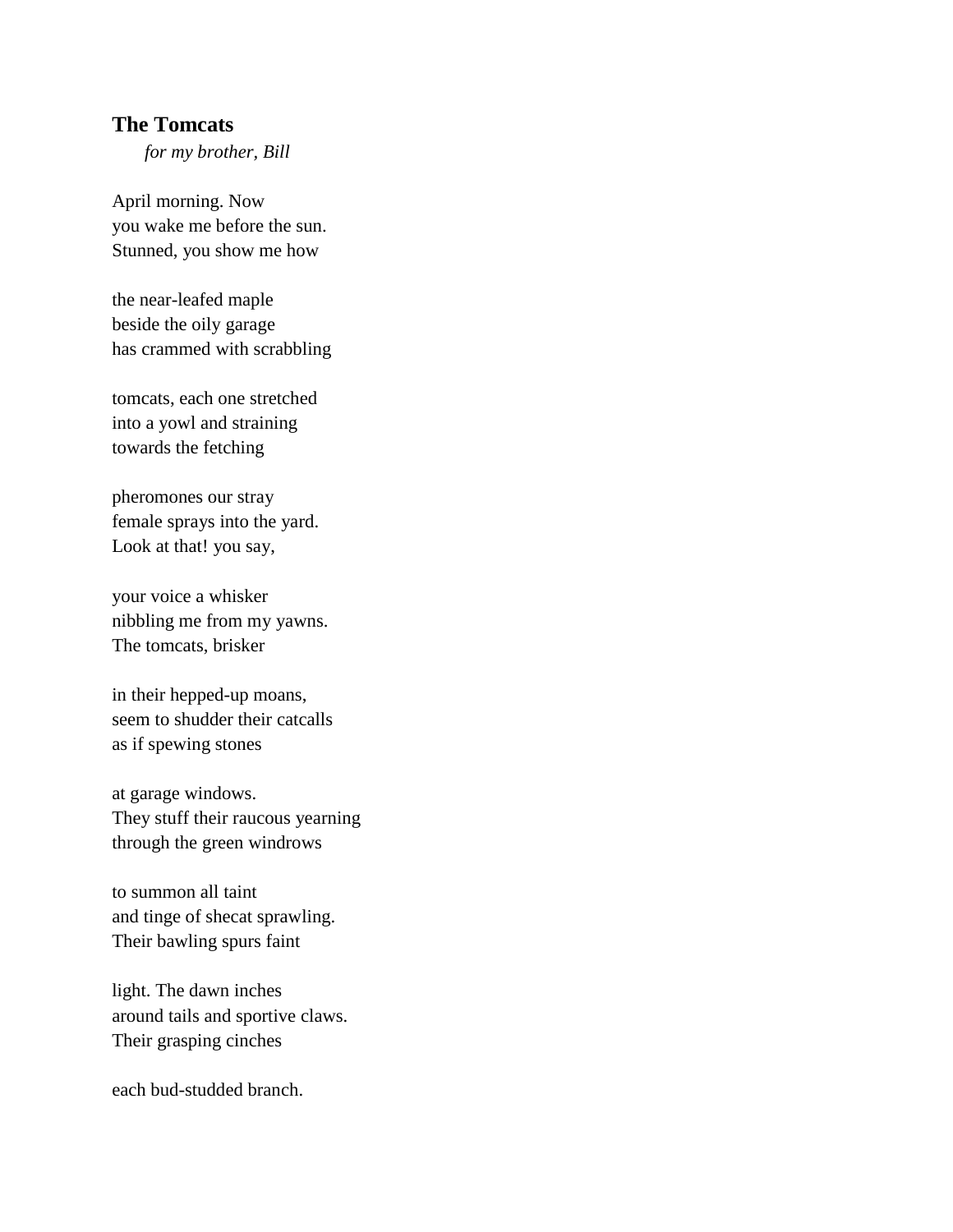## The Tomcats

*for my brother, Bill*

April morning. Now  
you wake me before the sun.  
Stunned, you show me how

the near-leafed maple  
beside the oily garage  
has crammed with scrabbling

tomcats, each one stretched  
into a yowl and straining  
towards the fetching

pheromones our stray  
female sprays into the yard.  
Look at that! you say,

your voice a whisker  
nibbling me from my yawns.  
The tomcats, brisker

in their hepped-up moans,  
seem to shudder their catcalls  
as if spewing stones

at garage windows.  
They stuff their raucous yearning  
through the green windrows

to summon all taint  
and tinge of shecat sprawling.  
Their bawling spurs faint

light. The dawn inches  
around tails and sportive claws.  
Their grasping cinches

each bud-studded branch.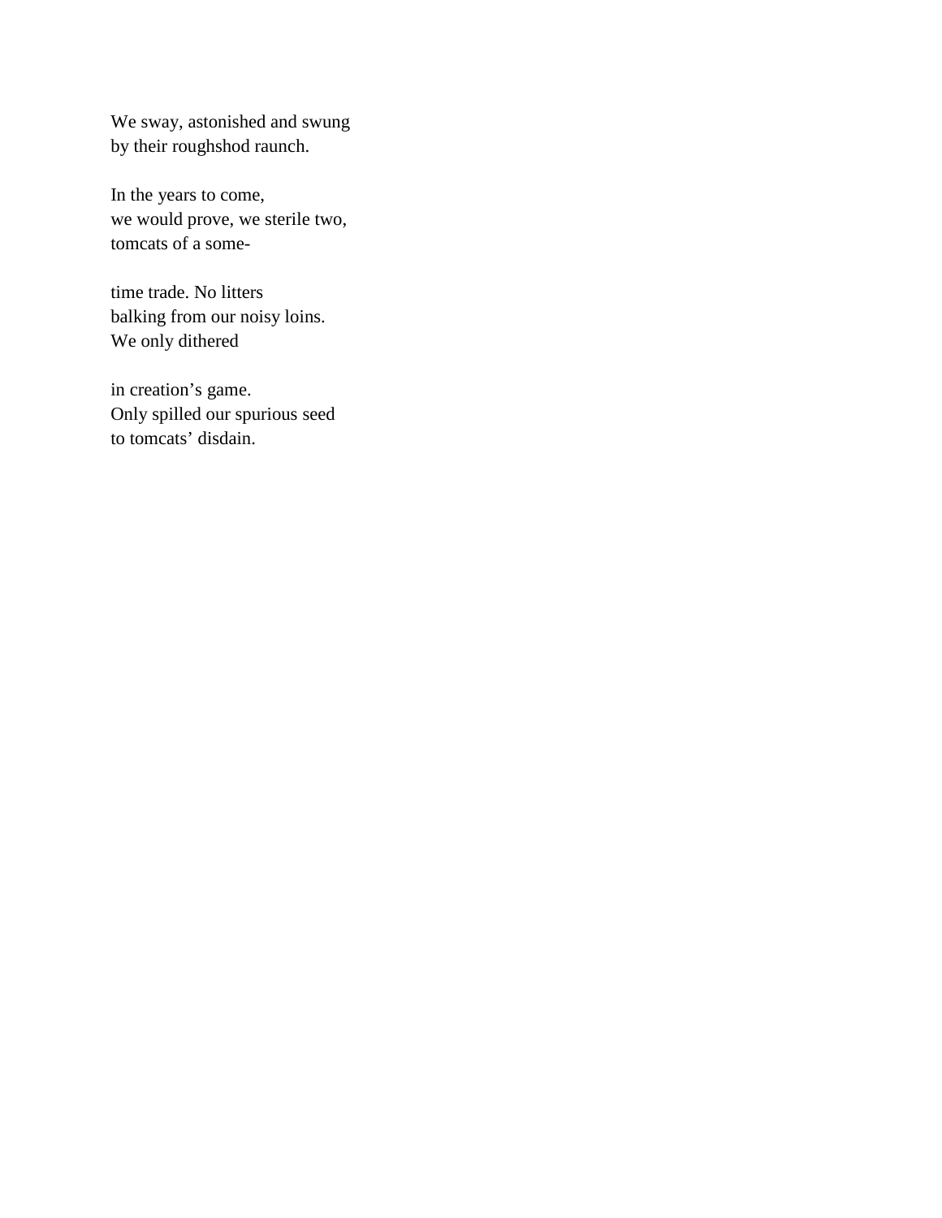We sway, astonished and swung  
by their roughshod raunch.

In the years to come,  
we would prove, we sterile two,  
tomcats of a some-

time trade. No litters  
balking from our noisy loins.  
We only dithered

in creation's game.  
Only spilled our spurious seed  
to tomcats' disdain.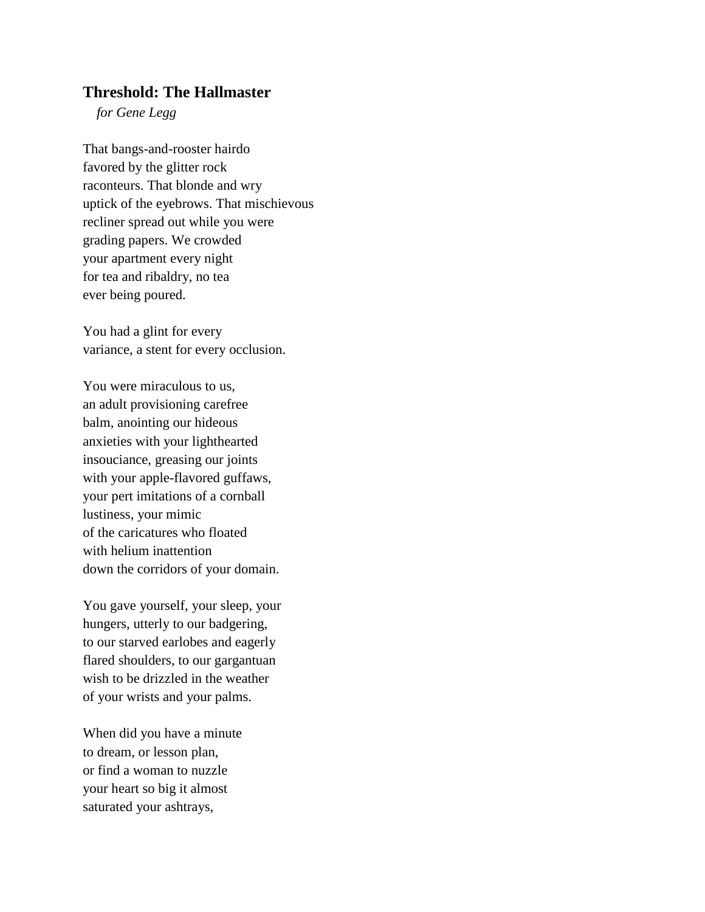**Threshold: The Hallmaster**

*for Gene Legg*

That bangs-and-rooster hairdo  
favored by the glitter rock  
raconteurs. That blonde and wry  
uptick of the eyebrows. That mischievous  
recliner spread out while you were  
grading papers. We crowded  
your apartment every night  
for tea and ribaldry, no tea  
ever being poured.

You had a glint for every  
variance, a stent for every occlusion.

You were miraculous to us,  
an adult provisioning carefree  
balm, anointing our hideous  
anxieties with your lighthearted  
insouciance, greasing our joints  
with your apple-flavored guffaws,  
your pert imitations of a cornball  
lustiness, your mimic  
of the caricatures who floated  
with helium inattention  
down the corridors of your domain.

You gave yourself, your sleep, your  
hungers, utterly to our badgering,  
to our starved earlobes and eagerly  
flared shoulders, to our gargantuan  
wish to be drizzled in the weather  
of your wrists and your palms.

When did you have a minute  
to dream, or lesson plan,  
or find a woman to nuzzle  
your heart so big it almost  
saturated your ashtrays,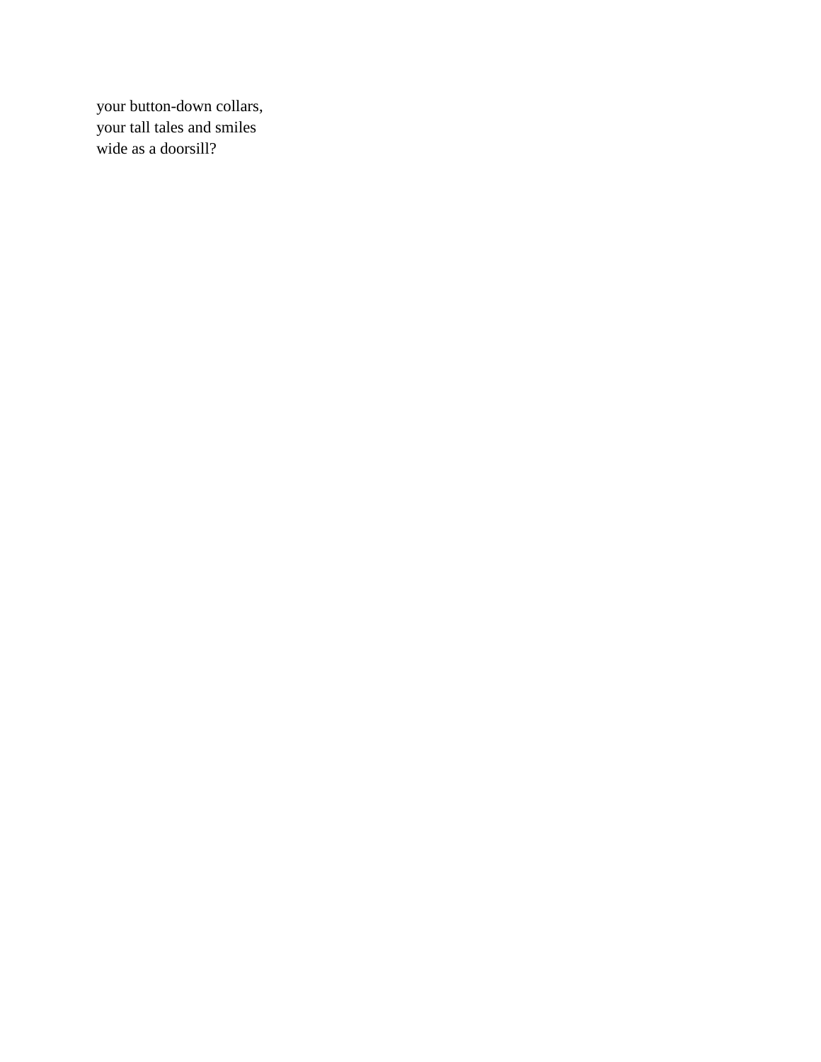your button-down collars,  
your tall tales and smiles  
wide as a doorsill?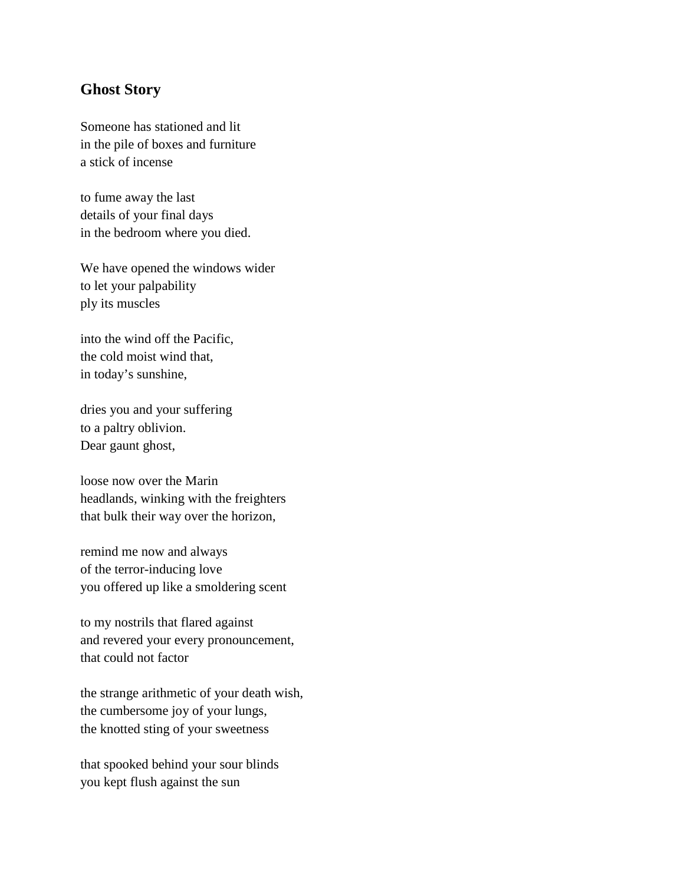## Ghost Story

Someone has stationed and lit  
in the pile of boxes and furniture  
a stick of incense

to fume away the last  
details of your final days  
in the bedroom where you died.

We have opened the windows wider  
to let your palpability  
ply its muscles

into the wind off the Pacific,  
the cold moist wind that,  
in today's sunshine,

dries you and your suffering  
to a paltry oblivion.  
Dear gaunt ghost,

loose now over the Marin  
headlands, winking with the freighters  
that bulk their way over the horizon,

remind me now and always  
of the terror-inducing love  
you offered up like a smoldering scent

to my nostrils that flared against  
and revered your every pronouncement,  
that could not factor

the strange arithmetic of your death wish,  
the cumbersome joy of your lungs,  
the knotted sting of your sweetness

that spooked behind your sour blinds  
you kept flush against the sun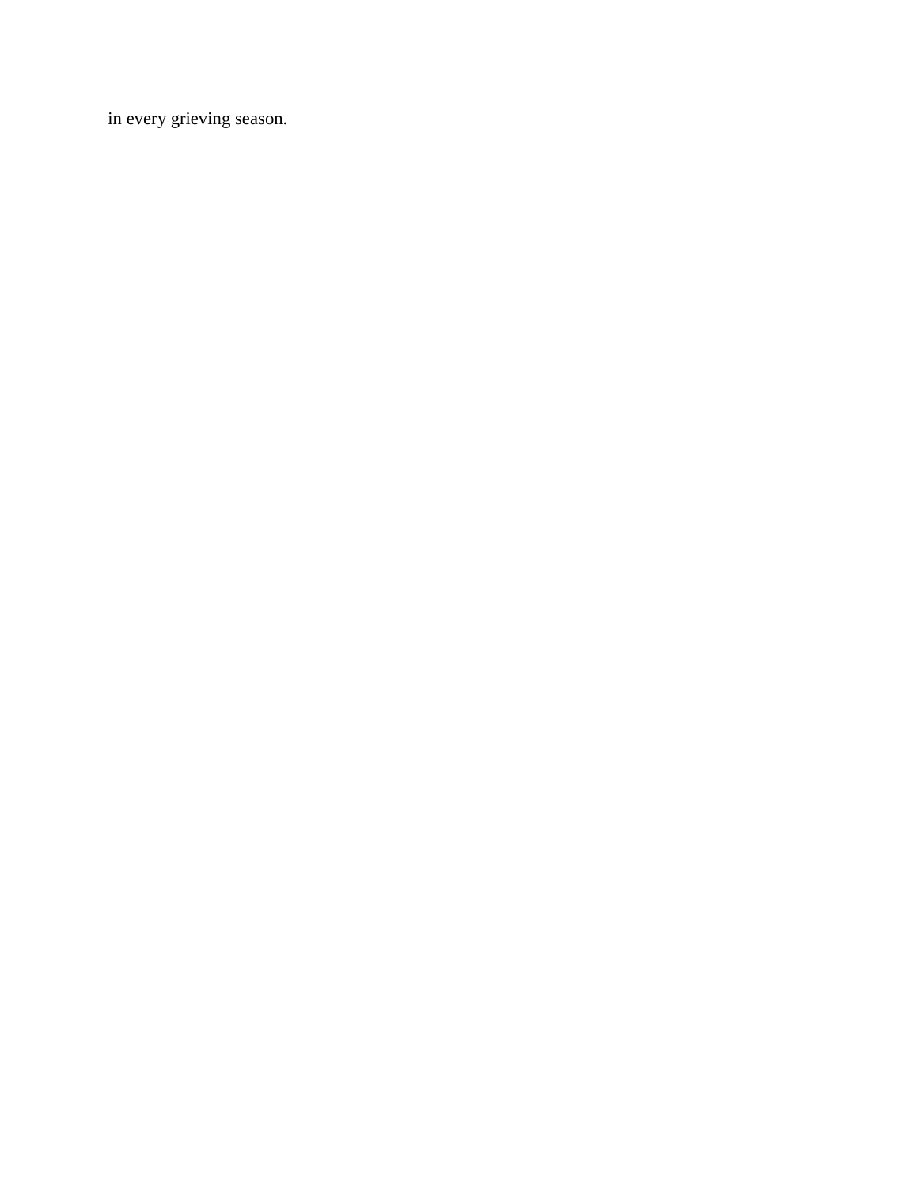in every grieving season.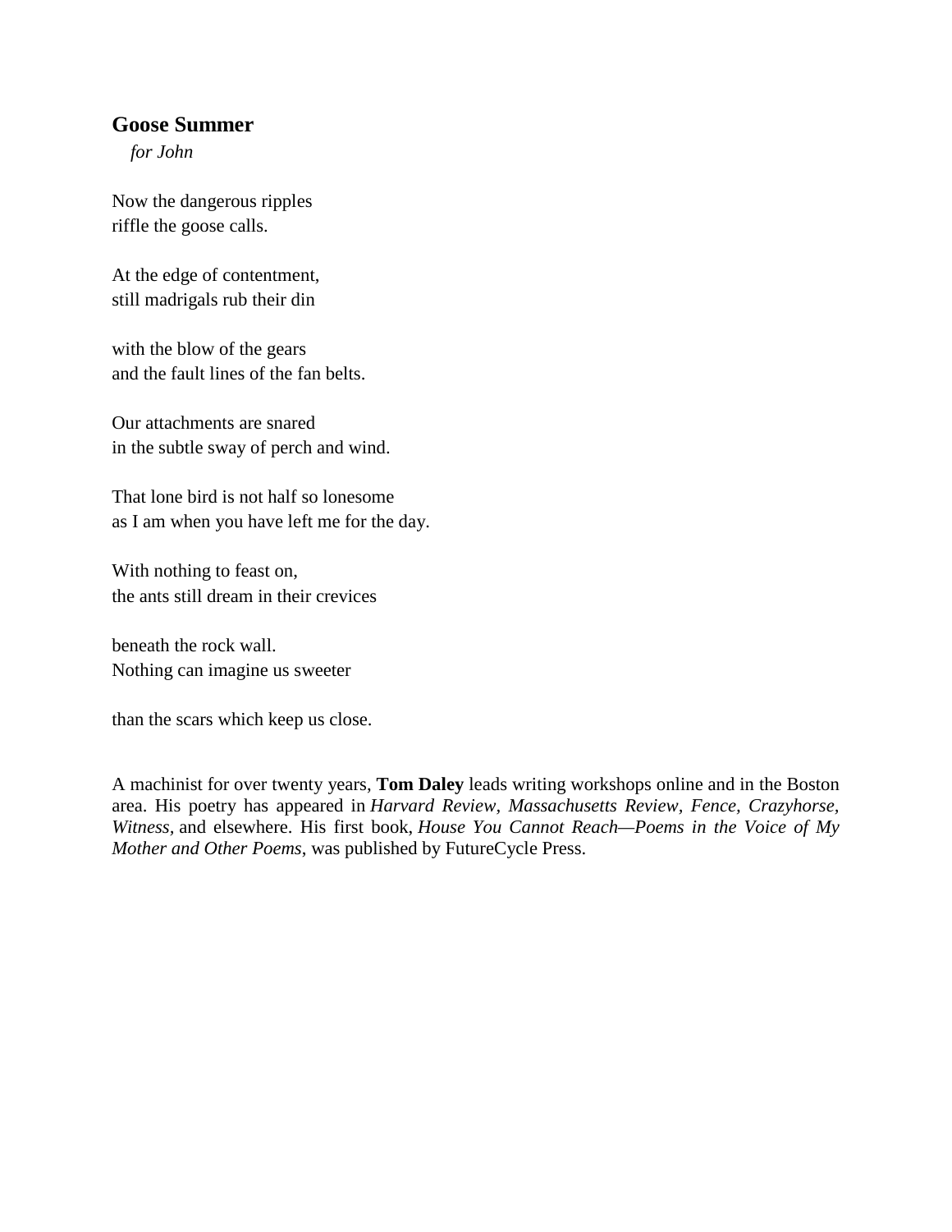## Goose Summer

*for John*

Now the dangerous ripples  
riffle the goose calls.

At the edge of contentment,  
still madrigals rub their din

with the blow of the gears  
and the fault lines of the fan belts.

Our attachments are snared  
in the subtle sway of perch and wind.

That lone bird is not half so lonesome  
as I am when you have left me for the day.

With nothing to feast on,  
the ants still dream in their crevices

beneath the rock wall.  
Nothing can imagine us sweeter

than the scars which keep us close.

A machinist for over twenty years, **Tom Daley** leads writing workshops online and in the Boston area. His poetry has appeared in *Harvard Review, Massachusetts Review, Fence, Crazyhorse, Witness,* and elsewhere. His first book, *House You Cannot Reach—Poems in the Voice of My Mother and Other Poems*, was published by FutureCycle Press.